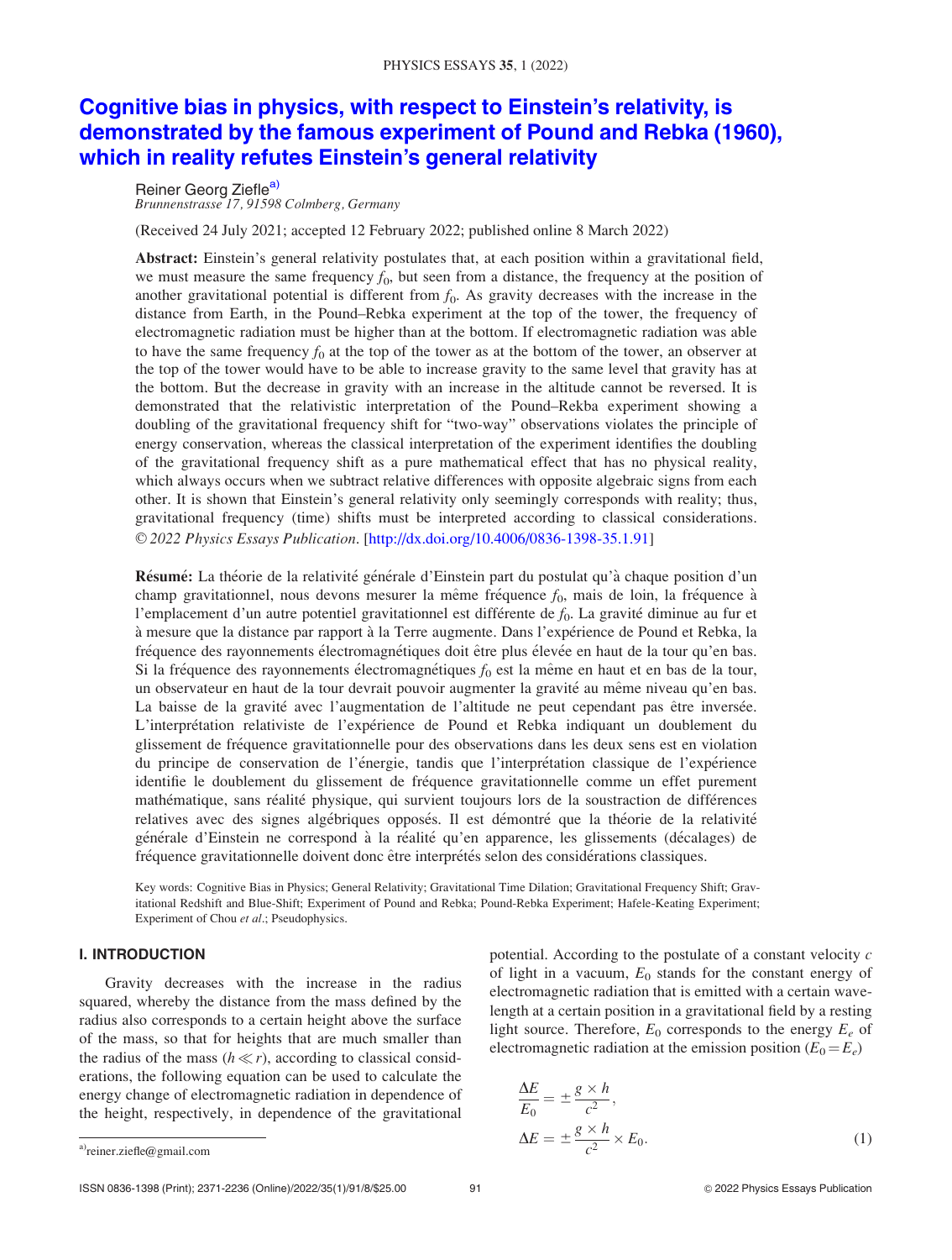# Cognitive bias in physics, with respect to Einstein's relativity, is demonstrated by the famous experiment of Pound and Rebka (1960), which in reality refutes Einstein's general relativity

Reiner Georg Ziefle[a]

*Brunnenstrasse 17, 91598 Colmberg, Germany*

(Received 24 July 2021; accepted 12 February 2022; published online 8 March 2022)

**Abstract:** Einstein's general relativity postulates that, at each position within a gravitational field, we must measure the same frequency $f_0$, but seen from a distance, the frequency at the position of another gravitational potential is different from $f_0$. As gravity decreases with the increase in the distance from Earth, in the Pound–Rebka experiment at the top of the tower, the frequency of electromagnetic radiation must be higher than at the bottom. If electromagnetic radiation was able to have the same frequency $f_0$ at the top of the tower as at the bottom of the tower, an observer at the top of the tower would have to be able to increase gravity to the same level that gravity has at the bottom. But the decrease in gravity with an increase in the altitude cannot be reversed. It is demonstrated that the relativistic interpretation of the Pound–Rekba experiment showing a doubling of the gravitational frequency shift for "two-way" observations violates the principle of energy conservation, whereas the classical interpretation of the experiment identifies the doubling of the gravitational frequency shift as a pure mathematical effect that has no physical reality, which always occurs when we subtract relative differences with opposite algebraic signs from each other. It is shown that Einstein's general relativity only seemingly corresponds with reality; thus, gravitational frequency (time) shifts must be interpreted according to classical considerations. *© 2022 Physics Essays Publication.* [http://dx.doi.org/10.4006/0836-1398-35.1.91]

**Résumé:** La théorie de la relativité générale d'Einstein part du postulat qu'à chaque position d'un champ gravitationnel, nous devons mesurer la même fréquence $f_0$, mais de loin, la fréquence à l'emplacement d'un autre potentiel gravitationnel est différente de $f_0$. La gravité diminue au fur et à mesure que la distance par rapport à la Terre augmente. Dans l'expérience de Pound et Rebka, la fréquence des rayonnements électromagnétiques doit être plus élevée en haut de la tour qu'en bas. Si la fréquence des rayonnements électromagnétiques $f_0$ est la même en haut et en bas de la tour, un observateur en haut de la tour devrait pouvoir augmenter la gravité au même niveau qu'en bas. La baisse de la gravité avec l'augmentation de l'altitude ne peut cependant pas être inversée. L'interprétation relativiste de l'expérience de Pound et Rebka indiquant un doublement du glissement de fréquence gravitationnelle pour des observations dans les deux sens est en violation du principe de conservation de l'énergie, tandis que l'interprétation classique de l'expérience identifie le doublement du glissement de fréquence gravitationnelle comme un effet purement mathématique, sans réalité physique, qui survient toujours lors de la soustraction de différences relatives avec des signes algébriques opposés. Il est démontré que la théorie de la relativité générale d'Einstein ne correspond à la réalité qu'en apparence, les glissements (décalages) de fréquence gravitationnelle doivent donc être interprétés selon des considérations classiques.

Key words: Cognitive Bias in Physics; General Relativity; Gravitational Time Dilation; Gravitational Frequency Shift; Gravitational Redshift and Blue-Shift; Experiment of Pound and Rebka; Pound-Rebka Experiment; Hafele-Keating Experiment; Experiment of Chou *et al.*; Pseudophysics.

## I. INTRODUCTION

Gravity decreases with the increase in the radius squared, whereby the distance from the mass defined by the radius also corresponds to a certain height above the surface of the mass, so that for heights that are much smaller than the radius of the mass ($h \ll r$), according to classical considerations, the following equation can be used to calculate the energy change of electromagnetic radiation in dependence of the height, respectively, in dependence of the gravitational potential. According to the postulate of a constant velocity $c$ of light in a vacuum, $E_0$ stands for the constant energy of electromagnetic radiation that is emitted with a certain wavelength at a certain position in a gravitational field by a resting light source. Therefore, $E_0$ corresponds to the energy $E_e$ of electromagnetic radiation at the emission position ($E_0 = E_e$)

$$\frac{\Delta E}{E_0} = \pm \frac{g \times h}{c^2},$$
$$\Delta E = \pm \frac{g \times h}{c^2} \times E_0. \tag{1}$$

[a] reiner.ziefle@gmail.com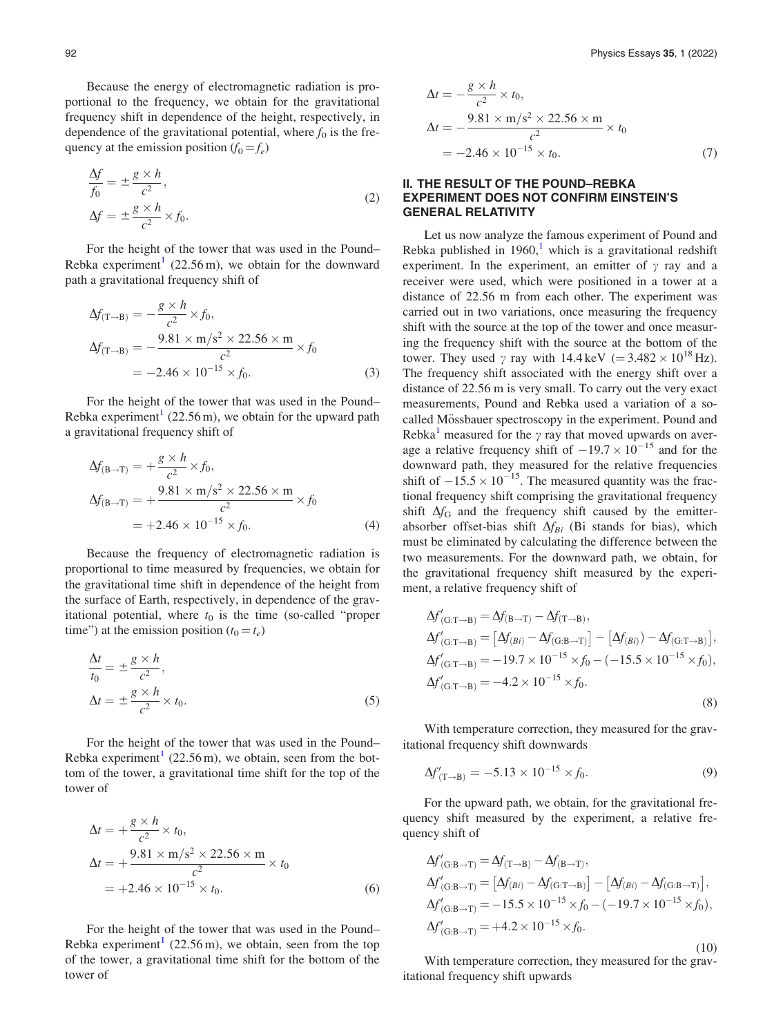Because the energy of electromagnetic radiation is proportional to the frequency, we obtain for the gravitational frequency shift in dependence of the height, respectively, in dependence of the gravitational potential, where $f_0$ is the frequency at the emission position ($f_0 = f_e$)

$$\frac{\Delta f}{f_0} = \pm \frac{g \times h}{c^2},$$
$$\Delta f = \pm \frac{g \times h}{c^2} \times f_0. \tag{2}$$

For the height of the tower that was used in the Pound–Rebka experiment[1] (22.56 m), we obtain for the downward path a gravitational frequency shift of

$$\Delta f_{(T \to B)} = -\frac{g \times h}{c^2} \times f_0,$$
$$\Delta f_{(T \to B)} = -\frac{9.81 \times \mathrm{m/s^2} \times 22.56 \times \mathrm{m}}{c^2} \times f_0$$
$$= -2.46 \times 10^{-15} \times f_0. \tag{3}$$

For the height of the tower that was used in the Pound–Rebka experiment[1] (22.56 m), we obtain for the upward path a gravitational frequency shift of

$$\Delta f_{(B \to T)} = +\frac{g \times h}{c^2} \times f_0,$$
$$\Delta f_{(B \to T)} = +\frac{9.81 \times \mathrm{m/s^2} \times 22.56 \times \mathrm{m}}{c^2} \times f_0$$
$$= +2.46 \times 10^{-15} \times f_0. \tag{4}$$

Because the frequency of electromagnetic radiation is proportional to time measured by frequencies, we obtain for the gravitational time shift in dependence of the height from the surface of Earth, respectively, in dependence of the gravitational potential, where $t_0$ is the time (so-called "proper time") at the emission position ($t_0 = t_e$)

$$\frac{\Delta t}{t_0} = \pm \frac{g \times h}{c^2},$$
$$\Delta t = \pm \frac{g \times h}{c^2} \times t_0. \tag{5}$$

For the height of the tower that was used in the Pound–Rebka experiment[1] (22.56 m), we obtain, seen from the bottom of the tower, a gravitational time shift for the top of the tower of

$$\Delta t = +\frac{g \times h}{c^2} \times t_0,$$
$$\Delta t = +\frac{9.81 \times \mathrm{m/s^2} \times 22.56 \times \mathrm{m}}{c^2} \times t_0$$
$$= +2.46 \times 10^{-15} \times t_0. \tag{6}$$

For the height of the tower that was used in the Pound–Rebka experiment[1] (22.56 m), we obtain, seen from the top of the tower, a gravitational time shift for the bottom of the tower of

$$\Delta t = -\frac{g \times h}{c^2} \times t_0,$$
$$\Delta t = -\frac{9.81 \times \mathrm{m/s^2} \times 22.56 \times \mathrm{m}}{c^2} \times t_0$$
$$= -2.46 \times 10^{-15} \times t_0. \tag{7}$$

## II. THE RESULT OF THE POUND–REBKA EXPERIMENT DOES NOT CONFIRM EINSTEIN'S GENERAL RELATIVITY

Let us now analyze the famous experiment of Pound and Rebka published in 1960,[1] which is a gravitational redshift experiment. In the experiment, an emitter of $\gamma$ ray and a receiver were used, which were positioned in a tower at a distance of 22.56 m from each other. The experiment was carried out in two variations, once measuring the frequency shift with the source at the top of the tower and once measuring the frequency shift with the source at the bottom of the tower. They used $\gamma$ ray with 14.4 keV ($= 3.482 \times 10^{18}$ Hz). The frequency shift associated with the energy shift over a distance of 22.56 m is very small. To carry out the very exact measurements, Pound and Rebka used a variation of a so-called Mössbauer spectroscopy in the experiment. Pound and Rebka[1] measured for the $\gamma$ ray that moved upwards on average a relative frequency shift of $-19.7 \times 10^{-15}$ and for the downward path, they measured for the relative frequencies shift of $-15.5 \times 10^{-15}$. The measured quantity was the fractional frequency shift comprising the gravitational frequency shift $\Delta f_G$ and the frequency shift caused by the emitter-absorber offset-bias shift $\Delta f_{Bi}$ (Bi stands for bias), which must be eliminated by calculating the difference between the two measurements. For the downward path, we obtain, for the gravitational frequency shift measured by the experiment, a relative frequency shift of

$$\Delta f'_{(G:T \to B)} = \Delta f_{(B \to T)} - \Delta f_{(T \to B)},$$
$$\Delta f'_{(G:T \to B)} = \left[\Delta f_{(Bi)} - \Delta f_{(G:B \to T)}\right] - \left[\Delta f_{(Bi)}) - \Delta f_{(G:T \to B)}\right],$$
$$\Delta f'_{(G:T \to B)} = -19.7 \times 10^{-15} \times f_0 - (-15.5 \times 10^{-15} \times f_0),$$
$$\Delta f'_{(G:T \to B)} = -4.2 \times 10^{-15} \times f_0. \tag{8}$$

With temperature correction, they measured for the gravitational frequency shift downwards

$$\Delta f'_{(T \to B)} = -5.13 \times 10^{-15} \times f_0. \tag{9}$$

For the upward path, we obtain, for the gravitational frequency shift measured by the experiment, a relative frequency shift of

$$\Delta f'_{(G:B \to T)} = \Delta f_{(T \to B)} - \Delta f_{(B \to T)},$$
$$\Delta f'_{(G:B \to T)} = \left[\Delta f_{(Bi)} - \Delta f_{(G:T \to B)}\right] - \left[\Delta f_{(Bi)} - \Delta f_{(G:B \to T)}\right],$$
$$\Delta f'_{(G:B \to T)} = -15.5 \times 10^{-15} \times f_0 - (-19.7 \times 10^{-15} \times f_0),$$
$$\Delta f'_{(G:B \to T)} = +4.2 \times 10^{-15} \times f_0. \tag{10}$$

With temperature correction, they measured for the gravitational frequency shift upwards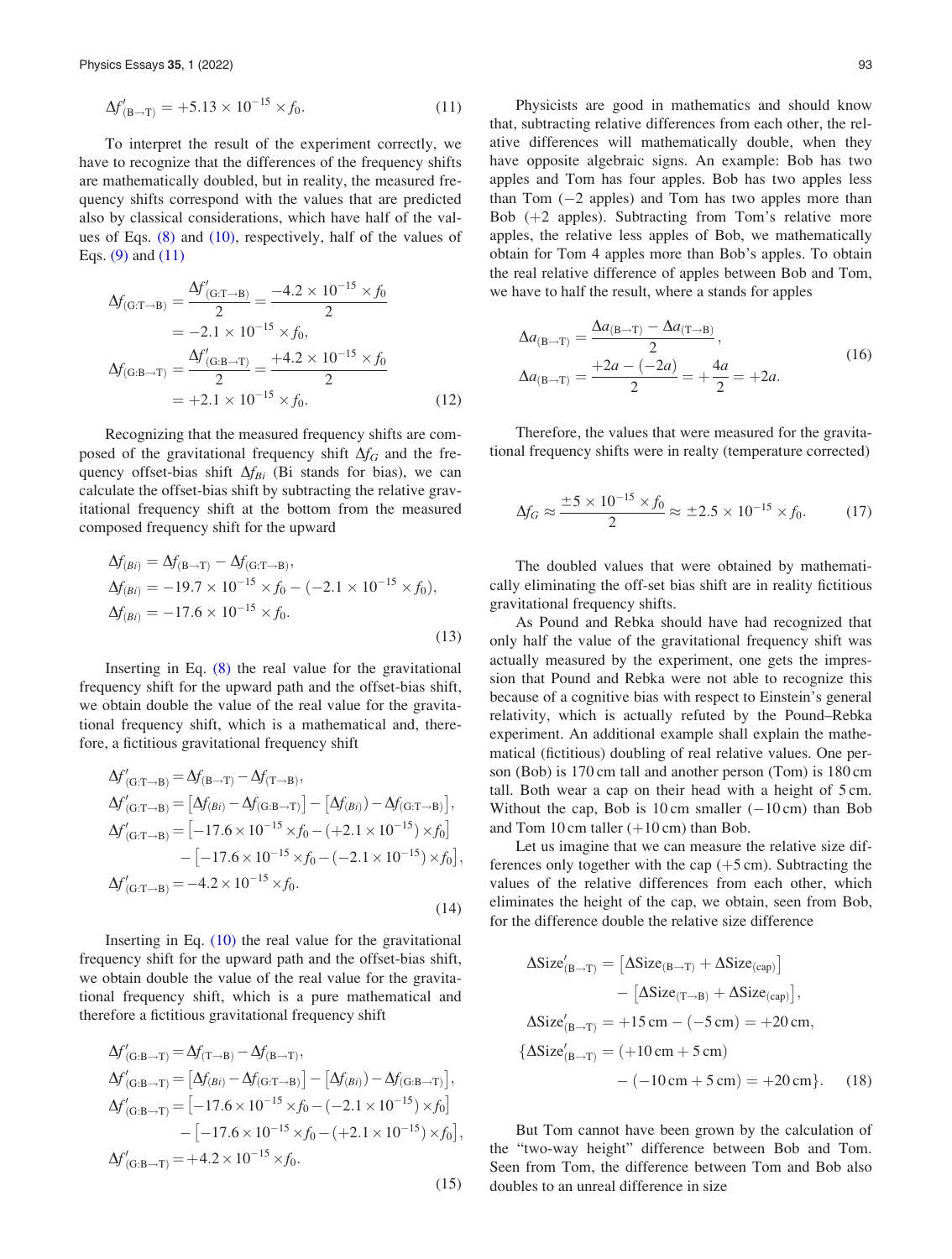$$\Delta f'_{(\mathrm{B}\rightarrow\mathrm{T})} = +5.13 \times 10^{-15} \times f_0. \tag{11}$$

To interpret the result of the experiment correctly, we have to recognize that the differences of the frequency shifts are mathematically doubled, but in reality, the measured frequency shifts correspond with the values that are predicted also by classical considerations, which have half of the values of Eqs. (8) and (10), respectively, half of the values of Eqs. (9) and (11)

$$\begin{aligned}
\Delta f_{(\mathrm{G:T}\rightarrow\mathrm{B})} &= \frac{\Delta f'_{(\mathrm{G:T}\rightarrow\mathrm{B})}}{2} = \frac{-4.2 \times 10^{-15} \times f_0}{2} \\
&= -2.1 \times 10^{-15} \times f_0, \\
\Delta f_{(\mathrm{G:B}\rightarrow\mathrm{T})} &= \frac{\Delta f'_{(\mathrm{G:B}\rightarrow\mathrm{T})}}{2} = \frac{+4.2 \times 10^{-15} \times f_0}{2} \\
&= +2.1 \times 10^{-15} \times f_0.
\end{aligned} \tag{12}$$

Recognizing that the measured frequency shifts are composed of the gravitational frequency shift $\Delta f_G$ and the frequency offset-bias shift $\Delta f_{Bi}$ (Bi stands for bias), we can calculate the offset-bias shift by subtracting the relative gravitational frequency shift at the bottom from the measured composed frequency shift for the upward

$$\begin{aligned}
\Delta f_{(Bi)} &= \Delta f_{(\mathrm{B}\rightarrow\mathrm{T})} - \Delta f_{(\mathrm{G:T}\rightarrow\mathrm{B})}, \\
\Delta f_{(Bi)} &= -19.7 \times 10^{-15} \times f_0 - (-2.1 \times 10^{-15} \times f_0), \\
\Delta f_{(Bi)} &= -17.6 \times 10^{-15} \times f_0.
\end{aligned} \tag{13}$$

Inserting in Eq. (8) the real value for the gravitational frequency shift for the upward path and the offset-bias shift, we obtain double the value of the real value for the gravitational frequency shift, which is a mathematical and, therefore, a fictitious gravitational frequency shift

$$\begin{aligned}
\Delta f'_{(\mathrm{G:T}\rightarrow\mathrm{B})} &= \Delta f_{(\mathrm{B}\rightarrow\mathrm{T})} - \Delta f_{(\mathrm{T}\rightarrow\mathrm{B})}, \\
\Delta f'_{(\mathrm{G:T}\rightarrow\mathrm{B})} &= \left[\Delta f_{(Bi)} - \Delta f_{(\mathrm{G:B}\rightarrow\mathrm{T})}\right] - \left[\Delta f_{(Bi)} - \Delta f_{(\mathrm{G:T}\rightarrow\mathrm{B})}\right], \\
\Delta f'_{(\mathrm{G:T}\rightarrow\mathrm{B})} &= \left[-17.6 \times 10^{-15} \times f_0 - (+2.1 \times 10^{-15}) \times f_0\right] \\
&\quad - \left[-17.6 \times 10^{-15} \times f_0 - (-2.1 \times 10^{-15}) \times f_0\right], \\
\Delta f'_{(\mathrm{G:T}\rightarrow\mathrm{B})} &= -4.2 \times 10^{-15} \times f_0.
\end{aligned} \tag{14}$$

Inserting in Eq. (10) the real value for the gravitational frequency shift for the upward path and the offset-bias shift, we obtain double the value of the real value for the gravitational frequency shift, which is a pure mathematical and therefore a fictitious gravitational frequency shift

$$\begin{aligned}
\Delta f'_{(\mathrm{G:B}\rightarrow\mathrm{T})} &= \Delta f_{(\mathrm{T}\rightarrow\mathrm{B})} - \Delta f_{(\mathrm{B}\rightarrow\mathrm{T})}, \\
\Delta f'_{(\mathrm{G:B}\rightarrow\mathrm{T})} &= \left[\Delta f_{(Bi)} - \Delta f_{(\mathrm{G:T}\rightarrow\mathrm{B})}\right] - \left[\Delta f_{(Bi)} - \Delta f_{(\mathrm{G:B}\rightarrow\mathrm{T})}\right], \\
\Delta f'_{(\mathrm{G:B}\rightarrow\mathrm{T})} &= \left[-17.6 \times 10^{-15} \times f_0 - (-2.1 \times 10^{-15}) \times f_0\right] \\
&\quad - \left[-17.6 \times 10^{-15} \times f_0 - (+2.1 \times 10^{-15}) \times f_0\right], \\
\Delta f'_{(\mathrm{G:B}\rightarrow\mathrm{T})} &= +4.2 \times 10^{-15} \times f_0.
\end{aligned} \tag{15}$$

Physicists are good in mathematics and should know that, subtracting relative differences from each other, the relative differences will mathematically double, when they have opposite algebraic signs. An example: Bob has two apples and Tom has four apples. Bob has two apples less than Tom (−2 apples) and Tom has two apples more than Bob (+2 apples). Subtracting from Tom's relative more apples, the relative less apples of Bob, we mathematically obtain for Tom 4 apples more than Bob's apples. To obtain the real relative difference of apples between Bob and Tom, we have to half the result, where a stands for apples

$$\begin{aligned}
\Delta a_{(\mathrm{B}\rightarrow\mathrm{T})} &= \frac{\Delta a_{(\mathrm{B}\rightarrow\mathrm{T})} - \Delta a_{(\mathrm{T}\rightarrow\mathrm{B})}}{2}, \\
\Delta a_{(\mathrm{B}\rightarrow\mathrm{T})} &= \frac{+2a - (-2a)}{2} = +\frac{4a}{2} = +2a.
\end{aligned} \tag{16}$$

Therefore, the values that were measured for the gravitational frequency shifts were in realty (temperature corrected)

$$\Delta f_G \approx \frac{\pm 5 \times 10^{-15} \times f_0}{2} \approx \pm 2.5 \times 10^{-15} \times f_0. \tag{17}$$

The doubled values that were obtained by mathematically eliminating the off-set bias shift are in reality fictitious gravitational frequency shifts.

As Pound and Rebka should have had recognized that only half the value of the gravitational frequency shift was actually measured by the experiment, one gets the impression that Pound and Rebka were not able to recognize this because of a cognitive bias with respect to Einstein's general relativity, which is actually refuted by the Pound–Rebka experiment. An additional example shall explain the mathematical (fictitious) doubling of real relative values. One person (Bob) is 170 cm tall and another person (Tom) is 180 cm tall. Both wear a cap on their head with a height of 5 cm. Without the cap, Bob is 10 cm smaller (−10 cm) than Bob and Tom 10 cm taller (+10 cm) than Bob.

Let us imagine that we can measure the relative size differences only together with the cap (+5 cm). Subtracting the values of the relative differences from each other, which eliminates the height of the cap, we obtain, seen from Bob, for the difference double the relative size difference

$$\begin{aligned}
\Delta \mathrm{Size}'_{(\mathrm{B}\rightarrow\mathrm{T})} &= \left[\Delta \mathrm{Size}_{(\mathrm{B}\rightarrow\mathrm{T})} + \Delta \mathrm{Size}_{(\mathrm{cap})}\right] \\
&\quad - \left[\Delta \mathrm{Size}_{(\mathrm{T}\rightarrow\mathrm{B})} + \Delta \mathrm{Size}_{(\mathrm{cap})}\right], \\
\Delta \mathrm{Size}'_{(\mathrm{B}\rightarrow\mathrm{T})} &= +15\,\mathrm{cm} - (-5\,\mathrm{cm}) = +20\,\mathrm{cm}, \\
\{\Delta \mathrm{Size}'_{(\mathrm{B}\rightarrow\mathrm{T})} &= (+10\,\mathrm{cm} + 5\,\mathrm{cm}) \\
&\quad - (-10\,\mathrm{cm} + 5\,\mathrm{cm}) = +20\,\mathrm{cm}\}.
\end{aligned} \tag{18}$$

But Tom cannot have been grown by the calculation of the "two-way height" difference between Bob and Tom. Seen from Tom, the difference between Tom and Bob also doubles to an unreal difference in size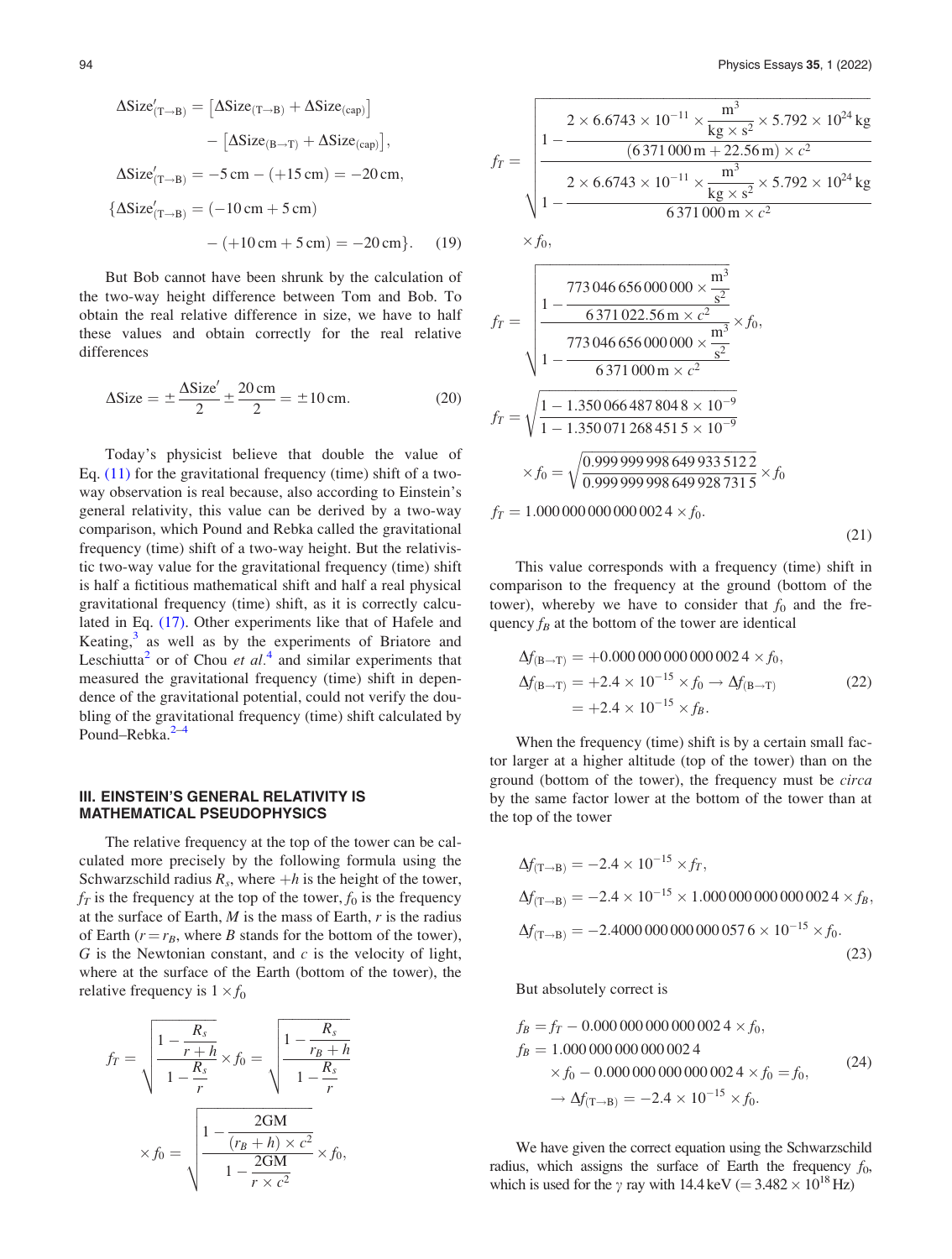$$\Delta \text{Size}'_{(T\to B)} = \left[\Delta \text{Size}_{(T\to B)} + \Delta \text{Size}_{(\text{cap})}\right] - \left[\Delta \text{Size}_{(B\to T)} + \Delta \text{Size}_{(\text{cap})}\right],$$

$$\Delta \text{Size}'_{(T\to B)} = -5\,\text{cm} - (+15\,\text{cm}) = -20\,\text{cm},$$

$$\{\Delta \text{Size}'_{(T\to B)} = (-10\,\text{cm} + 5\,\text{cm}) - (+10\,\text{cm} + 5\,\text{cm}) = -20\,\text{cm}\}. \tag{19}$$

But Bob cannot have been shrunk by the calculation of the two-way height difference between Tom and Bob. To obtain the real relative difference in size, we have to half these values and obtain correctly for the real relative differences

$$\Delta \text{Size} = \pm \frac{\Delta \text{Size}'}{2} \pm \frac{20\,\text{cm}}{2} = \pm 10\,\text{cm}. \tag{20}$$

Today's physicist believe that double the value of Eq. (11) for the gravitational frequency (time) shift of a two-way observation is real because, also according to Einstein's general relativity, this value can be derived by a two-way comparison, which Pound and Rebka called the gravitational frequency (time) shift of a two-way height. But the relativistic two-way value for the gravitational frequency (time) shift is half a fictitious mathematical shift and half a real physical gravitational frequency (time) shift, as it is correctly calculated in Eq. (17). Other experiments like that of Hafele and Keating,[3] as well as by the experiments of Briatore and Leschiutta[2] or of Chou *et al.*[4] and similar experiments that measured the gravitational frequency (time) shift in dependence of the gravitational potential, could not verify the doubling of the gravitational frequency (time) shift calculated by Pound–Rebka.[2–4]

## III. EINSTEIN'S GENERAL RELATIVITY IS MATHEMATICAL PSEUDOPHYSICS

The relative frequency at the top of the tower can be calculated more precisely by the following formula using the Schwarzschild radius $R_s$, where $+h$ is the height of the tower, $f_T$ is the frequency at the top of the tower, $f_0$ is the frequency at the surface of Earth, $M$ is the mass of Earth, $r$ is the radius of Earth ($r = r_B$, where $B$ stands for the bottom of the tower), $G$ is the Newtonian constant, and $c$ is the velocity of light, where at the surface of the Earth (bottom of the tower), the relative frequency is $1 \times f_0$

$$f_T = \sqrt{\frac{1 - \frac{R_s}{r+h}}{1 - \frac{R_s}{r}}} \times f_0 = \sqrt{\frac{1 - \frac{R_s}{r_B+h}}{1 - \frac{R_s}{r}}} \times f_0 = \sqrt{\frac{1 - \frac{2\text{GM}}{(r_B+h)\times c^2}}{1 - \frac{2\text{GM}}{r \times c^2}}} \times f_0,$$

$$f_T = \sqrt{\frac{1 - \frac{2 \times 6.6743 \times 10^{-11} \times \frac{\text{m}^3}{\text{kg} \times \text{s}^2} \times 5.792 \times 10^{24}\,\text{kg}}{(6\,371\,000\,\text{m} + 22.56\,\text{m}) \times c^2}}{1 - \frac{2 \times 6.6743 \times 10^{-11} \times \frac{\text{m}^3}{\text{kg} \times \text{s}^2} \times 5.792 \times 10^{24}\,\text{kg}}{6\,371\,000\,\text{m} \times c^2}}} \times f_0,$$

$$f_T = \sqrt{\frac{1 - \frac{773\,046\,656\,000\,000 \times \frac{\text{m}^3}{\text{s}^2}}{6\,371\,022.56\,\text{m} \times c^2}}{1 - \frac{773\,046\,656\,000\,000 \times \frac{\text{m}^3}{\text{s}^2}}{6\,371\,000\,\text{m} \times c^2}}} \times f_0,$$

$$f_T = \sqrt{\frac{1 - 1.350\,066\,487\,804\,8 \times 10^{-9}}{1 - 1.350\,071\,268\,451\,5 \times 10^{-9}}} \times f_0 = \sqrt{\frac{0.999\,999\,998\,649\,933\,512\,2}{0.999\,999\,998\,649\,928\,731\,5}} \times f_0$$

$$f_T = 1.000\,000\,000\,000\,002\,4 \times f_0. \tag{21}$$

This value corresponds with a frequency (time) shift in comparison to the frequency at the ground (bottom of the tower), whereby we have to consider that $f_0$ and the frequency $f_B$ at the bottom of the tower are identical

$$\Delta f_{(B\to T)} = +0.000\,000\,000\,000\,002\,4 \times f_0,$$
$$\Delta f_{(B\to T)} = +2.4 \times 10^{-15} \times f_0 \to \Delta f_{(B\to T)} = +2.4 \times 10^{-15} \times f_B. \tag{22}$$

When the frequency (time) shift is by a certain small factor larger at a higher altitude (top of the tower) than on the ground (bottom of the tower), the frequency must be *circa* by the same factor lower at the bottom of the tower than at the top of the tower

$$\Delta f_{(T\to B)} = -2.4 \times 10^{-15} \times f_T,$$
$$\Delta f_{(T\to B)} = -2.4 \times 10^{-15} \times 1.000\,000\,000\,000\,002\,4 \times f_B,$$
$$\Delta f_{(T\to B)} = -2.4000\,000\,000\,000\,057\,6 \times 10^{-15} \times f_0. \tag{23}$$

But absolutely correct is

$$f_B = f_T - 0.000\,000\,000\,000\,002\,4 \times f_0,$$
$$f_B = 1.000\,000\,000\,000\,002\,4 \times f_0 - 0.000\,000\,000\,000\,002\,4 \times f_0 = f_0,$$
$$\to \Delta f_{(T\to B)} = -2.4 \times 10^{-15} \times f_0. \tag{24}$$

We have given the correct equation using the Schwarzschild radius, which assigns the surface of Earth the frequency $f_0$, which is used for the $\gamma$ ray with 14.4 keV ($= 3.482 \times 10^{18}$ Hz)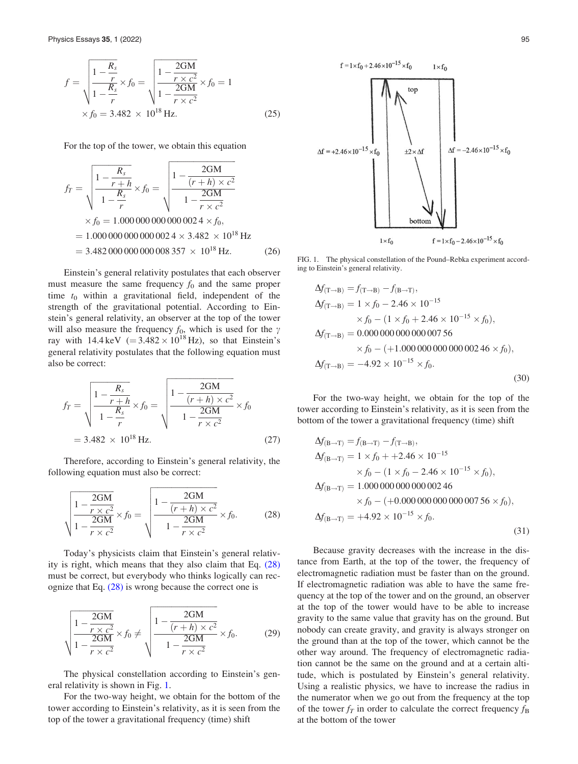$$f = \sqrt{\frac{1-\frac{R_s}{r}}{1-\frac{R_s}{r}}} \times f_0 = \sqrt{\frac{1-\frac{2GM}{r \times c^2}}{1-\frac{2GM}{r \times c^2}}} \times f_0 = 1$$
$$\times f_0 = 3.482 \times 10^{18}\,\text{Hz}. \tag{25}$$

For the top of the tower, we obtain this equation

$$f_T = \sqrt{\frac{1-\frac{R_s}{r+h}}{1-\frac{R_s}{r}}} \times f_0 = \sqrt{\frac{1-\frac{2GM}{(r+h) \times c^2}}{1-\frac{2GM}{r \times c^2}}}$$
$$\times f_0 = 1.000\,000\,000\,000\,002\,4 \times f_0,$$
$$= 1.000\,000\,000\,000\,002\,4 \times 3.482 \times 10^{18}\,\text{Hz}$$
$$= 3.482\,000\,000\,000\,008\,357 \times 10^{18}\,\text{Hz}. \tag{26}$$

Einstein's general relativity postulates that each observer must measure the same frequency $f_0$ and the same proper time $t_0$ within a gravitational field, independent of the strength of the gravitational potential. According to Einstein's general relativity, an observer at the top of the tower will also measure the frequency $f_0$, which is used for the $\gamma$ ray with 14.4 keV ($= 3.482 \times 10^{18}$ Hz), so that Einstein's general relativity postulates that the following equation must also be correct:

$$f_T = \sqrt{\frac{1-\frac{R_s}{r+h}}{1-\frac{R_s}{r}}} \times f_0 = \sqrt{\frac{1-\frac{2GM}{(r+h) \times c^2}}{1-\frac{2GM}{r \times c^2}}} \times f_0$$
$$= 3.482 \times 10^{18}\,\text{Hz}. \tag{27}$$

Therefore, according to Einstein's general relativity, the following equation must also be correct:

$$\sqrt{\frac{1-\frac{2GM}{r \times c^2}}{1-\frac{2GM}{r \times c^2}}} \times f_0 = \sqrt{\frac{1-\frac{2GM}{(r+h) \times c^2}}{1-\frac{2GM}{r \times c^2}}} \times f_0. \tag{28}$$

Today's physicists claim that Einstein's general relativity is right, which means that they also claim that Eq. (28) must be correct, but everybody who thinks logically can recognize that Eq. (28) is wrong because the correct one is

$$\sqrt{\frac{1-\frac{2GM}{r \times c^2}}{1-\frac{2GM}{r \times c^2}}} \times f_0 \neq \sqrt{\frac{1-\frac{2GM}{(r+h) \times c^2}}{1-\frac{2GM}{r \times c^2}}} \times f_0. \tag{29}$$

The physical constellation according to Einstein's general relativity is shown in Fig. 1.

For the two-way height, we obtain for the bottom of the tower according to Einstein's relativity, as it is seen from the top of the tower a gravitational frequency (time) shift

FIG. 1. The physical constellation of the Pound–Rebka experiment according to Einstein's general relativity.

$$\Delta f_{(\text{T}\to\text{B})} = f_{(\text{T}\to\text{B})} - f_{(\text{B}\to\text{T})},$$
$$\Delta f_{(\text{T}\to\text{B})} = 1 \times f_0 - 2.46 \times 10^{-15} \times f_0 - (1 \times f_0 + 2.46 \times 10^{-15} \times f_0),$$
$$\Delta f_{(\text{T}\to\text{B})} = 0.000\,000\,000\,000\,007\,56 \times f_0 - (+1.000\,000\,000\,000\,002\,46 \times f_0),$$
$$\Delta f_{(\text{T}\to\text{B})} = -4.92 \times 10^{-15} \times f_0. \tag{30}$$

For the two-way height, we obtain for the top of the tower according to Einstein's relativity, as it is seen from the bottom of the tower a gravitational frequency (time) shift

$$\Delta f_{(\text{B}\to\text{T})} = f_{(\text{B}\to\text{T})} - f_{(\text{T}\to\text{B})},$$
$$\Delta f_{(\text{B}\to\text{T})} = 1 \times f_0 + +2.46 \times 10^{-15} \times f_0 - (1 \times f_0 - 2.46 \times 10^{-15} \times f_0),$$
$$\Delta f_{(\text{B}\to\text{T})} = 1.000\,000\,000\,000\,002\,46 \times f_0 - (+0.000\,000\,000\,000\,007\,56 \times f_0),$$
$$\Delta f_{(\text{B}\to\text{T})} = +4.92 \times 10^{-15} \times f_0. \tag{31}$$

Because gravity decreases with the increase in the distance from Earth, at the top of the tower, the frequency of electromagnetic radiation must be faster than on the ground. If electromagnetic radiation was able to have the same frequency at the top of the tower and on the ground, an observer at the top of the tower would have to be able to increase gravity to the same value that gravity has on the ground. But nobody can create gravity, and gravity is always stronger on the ground than at the top of the tower, which cannot be the other way around. The frequency of electromagnetic radiation cannot be the same on the ground and at a certain altitude, which is postulated by Einstein's general relativity. Using a realistic physics, we have to increase the radius in the numerator when we go out from the frequency at the top of the tower $f_T$ in order to calculate the correct frequency $f_B$ at the bottom of the tower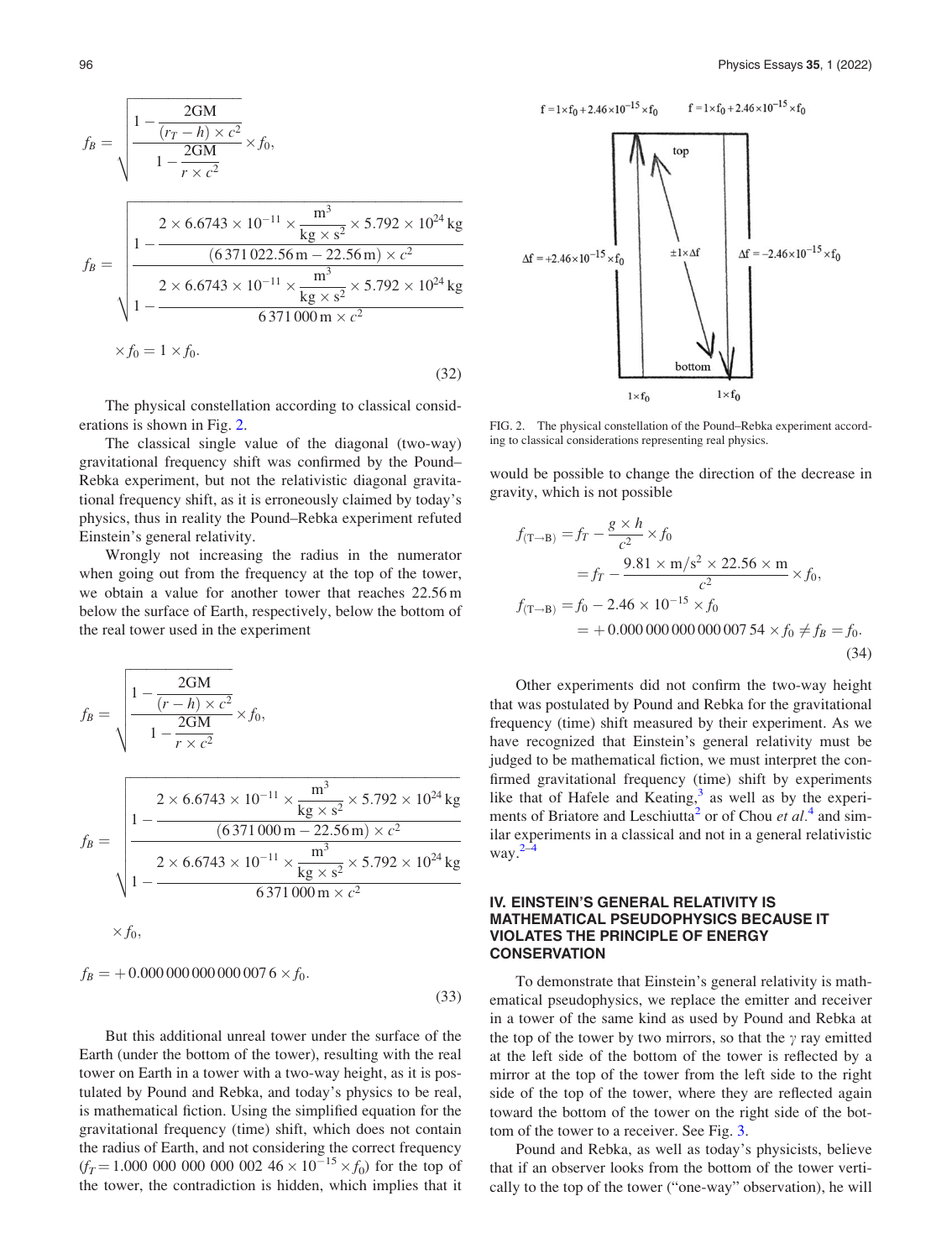$$f_B = \sqrt{\frac{1 - \dfrac{2GM}{(r_T - h) \times c^2}}{1 - \dfrac{2GM}{r \times c^2}}} \times f_0,$$

$$f_B = \sqrt{\frac{1 - \dfrac{2 \times 6.6743 \times 10^{-11} \times \dfrac{m^3}{kg \times s^2} \times 5.792 \times 10^{24}\,kg}{(6\,371\,022.56\,m - 22.56\,m) \times c^2}}{1 - \dfrac{2 \times 6.6743 \times 10^{-11} \times \dfrac{m^3}{kg \times s^2} \times 5.792 \times 10^{24}\,kg}{6\,371\,000\,m \times c^2}}}$$

$$\times f_0 = 1 \times f_0. \tag{32}$$

The physical constellation according to classical considerations is shown in Fig. 2.

The classical single value of the diagonal (two-way) gravitational frequency shift was confirmed by the Pound–Rebka experiment, but not the relativistic diagonal gravitational frequency shift, as it is erroneously claimed by today's physics, thus in reality the Pound–Rebka experiment refuted Einstein's general relativity.

Wrongly not increasing the radius in the numerator when going out from the frequency at the top of the tower, we obtain a value for another tower that reaches 22.56 m below the surface of Earth, respectively, below the bottom of the real tower used in the experiment

$$f_B = \sqrt{\frac{1 - \dfrac{2GM}{(r - h) \times c^2}}{1 - \dfrac{2GM}{r \times c^2}}} \times f_0,$$

$$f_B = \sqrt{\frac{1 - \dfrac{2 \times 6.6743 \times 10^{-11} \times \dfrac{m^3}{kg \times s^2} \times 5.792 \times 10^{24}\,kg}{(6\,371\,000\,m - 22.56\,m) \times c^2}}{1 - \dfrac{2 \times 6.6743 \times 10^{-11} \times \dfrac{m^3}{kg \times s^2} \times 5.792 \times 10^{24}\,kg}{6\,371\,000\,m \times c^2}}}$$

$$\times f_0,$$

$$f_B = +0.000\,000\,000\,000\,007\,6 \times f_0. \tag{33}$$

But this additional unreal tower under the surface of the Earth (under the bottom of the tower), resulting with the real tower on Earth in a tower with a two-way height, as it is postulated by Pound and Rebka, and today's physics to be real, is mathematical fiction. Using the simplified equation for the gravitational frequency (time) shift, which does not contain the radius of Earth, and not considering the correct frequency ($f_T = 1.000\ 000\ 000\ 000\ 002\ 46 \times 10^{-15} \times f_0$) for the top of the tower, the contradiction is hidden, which implies that it would be possible to change the direction of the decrease in gravity, which is not possible

$$\begin{aligned} f_{(T \to B)} &= f_T - \frac{g \times h}{c^2} \times f_0 \\ &= f_T - \frac{9.81 \times m/s^2 \times 22.56 \times m}{c^2} \times f_0, \\ f_{(T \to B)} &= f_0 - 2.46 \times 10^{-15} \times f_0 \\ &= +0.000\,000\,000\,000\,007\,54 \times f_0 \neq f_B = f_0. \end{aligned} \tag{34}$$

FIG. 2. The physical constellation of the Pound–Rebka experiment according to classical considerations representing real physics.

Other experiments did not confirm the two-way height that was postulated by Pound and Rebka for the gravitational frequency (time) shift measured by their experiment. As we have recognized that Einstein's general relativity must be judged to be mathematical fiction, we must interpret the confirmed gravitational frequency (time) shift by experiments like that of Hafele and Keating,[3] as well as by the experiments of Briatore and Leschiutta[2] or of Chou *et al*.[4] and similar experiments in a classical and not in a general relativistic way.[2–4]

## IV. EINSTEIN'S GENERAL RELATIVITY IS MATHEMATICAL PSEUDOPHYSICS BECAUSE IT VIOLATES THE PRINCIPLE OF ENERGY CONSERVATION

To demonstrate that Einstein's general relativity is mathematical pseudophysics, we replace the emitter and receiver in a tower of the same kind as used by Pound and Rebka at the top of the tower by two mirrors, so that the $\gamma$ ray emitted at the left side of the bottom of the tower is reflected by a mirror at the top of the tower from the left side to the right side of the top of the tower, where they are reflected again toward the bottom of the tower on the right side of the bottom of the tower to a receiver. See Fig. 3.

Pound and Rebka, as well as today's physicists, believe that if an observer looks from the bottom of the tower vertically to the top of the tower ("one-way" observation), he will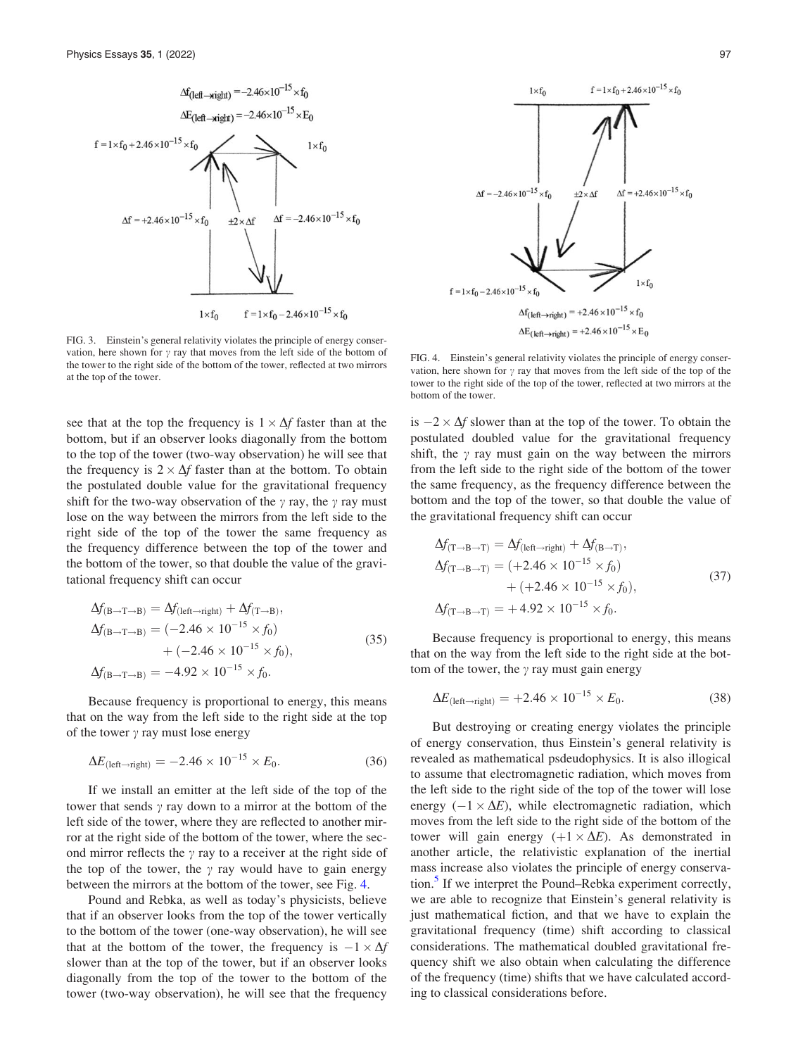FIG. 3. Einstein's general relativity violates the principle of energy conservation, here shown for $\gamma$ ray that moves from the left side of the bottom of the tower to the right side of the bottom of the tower, reflected at two mirrors at the top of the tower.

FIG. 4. Einstein's general relativity violates the principle of energy conservation, here shown for $\gamma$ ray that moves from the left side of the top of the tower to the right side of the top of the tower, reflected at two mirrors at the bottom of the tower.

see that at the top the frequency is $1 \times \Delta f$ faster than at the bottom, but if an observer looks diagonally from the bottom to the top of the tower (two-way observation) he will see that the frequency is $2 \times \Delta f$ faster than at the bottom. To obtain the postulated double value for the gravitational frequency shift for the two-way observation of the $\gamma$ ray, the $\gamma$ ray must lose on the way between the mirrors from the left side to the right side of the top of the tower the same frequency as the frequency difference between the top of the tower and the bottom of the tower, so that double the value of the gravitational frequency shift can occur

$$
\begin{aligned}
\Delta f_{(\mathrm{B}\to\mathrm{T}\to\mathrm{B})} &= \Delta f_{(\mathrm{left}\to\mathrm{right})} + \Delta f_{(\mathrm{T}\to\mathrm{B})},\\
\Delta f_{(\mathrm{B}\to\mathrm{T}\to\mathrm{B})} &= (-2.46 \times 10^{-15} \times f_0)\\
&\quad + (-2.46 \times 10^{-15} \times f_0),\\
\Delta f_{(\mathrm{B}\to\mathrm{T}\to\mathrm{B})} &= -4.92 \times 10^{-15} \times f_0.
\end{aligned}
\tag{35}
$$

Because frequency is proportional to energy, this means that on the way from the left side to the right side at the top of the tower $\gamma$ ray must lose energy

$$
\Delta E_{(\mathrm{left}\to\mathrm{right})} = -2.46 \times 10^{-15} \times E_0. \tag{36}
$$

If we install an emitter at the left side of the top of the tower that sends $\gamma$ ray down to a mirror at the bottom of the left side of the tower, where they are reflected to another mirror at the right side of the bottom of the tower, where the second mirror reflects the $\gamma$ ray to a receiver at the right side of the top of the tower, the $\gamma$ ray would have to gain energy between the mirrors at the bottom of the tower, see Fig. 4.

Pound and Rebka, as well as today's physicists, believe that if an observer looks from the top of the tower vertically to the bottom of the tower (one-way observation), he will see that at the bottom of the tower, the frequency is $-1 \times \Delta f$ slower than at the top of the tower, but if an observer looks diagonally from the top of the tower to the bottom of the tower (two-way observation), he will see that the frequency is $-2 \times \Delta f$ slower than at the top of the tower. To obtain the postulated doubled value for the gravitational frequency shift, the $\gamma$ ray must gain on the way between the mirrors from the left side to the right side of the bottom of the tower the same frequency, as the frequency difference between the bottom and the top of the tower, so that double the value of the gravitational frequency shift can occur

$$
\begin{aligned}
\Delta f_{(\mathrm{T}\to\mathrm{B}\to\mathrm{T})} &= \Delta f_{(\mathrm{left}\to\mathrm{right})} + \Delta f_{(\mathrm{B}\to\mathrm{T})},\\
\Delta f_{(\mathrm{T}\to\mathrm{B}\to\mathrm{T})} &= (+2.46 \times 10^{-15} \times f_0)\\
&\quad + (+2.46 \times 10^{-15} \times f_0),\\
\Delta f_{(\mathrm{T}\to\mathrm{B}\to\mathrm{T})} &= +4.92 \times 10^{-15} \times f_0.
\end{aligned}
\tag{37}
$$

Because frequency is proportional to energy, this means that on the way from the left side to the right side at the bottom of the tower, the $\gamma$ ray must gain energy

$$
\Delta E_{(\mathrm{left}\to\mathrm{right})} = +2.46 \times 10^{-15} \times E_0. \tag{38}
$$

But destroying or creating energy violates the principle of energy conservation, thus Einstein's general relativity is revealed as mathematical psdeudophysics. It is also illogical to assume that electromagnetic radiation, which moves from the left side to the right side of the top of the tower will lose energy ($-1 \times \Delta E$), while electromagnetic radiation, which moves from the left side to the right side of the bottom of the tower will gain energy ($+1 \times \Delta E$). As demonstrated in another article, the relativistic explanation of the inertial mass increase also violates the principle of energy conservation.[5] If we interpret the Pound–Rebka experiment correctly, we are able to recognize that Einstein's general relativity is just mathematical fiction, and that we have to explain the gravitational frequency (time) shift according to classical considerations. The mathematical doubled gravitational frequency shift we also obtain when calculating the difference of the frequency (time) shifts that we have calculated according to classical considerations before.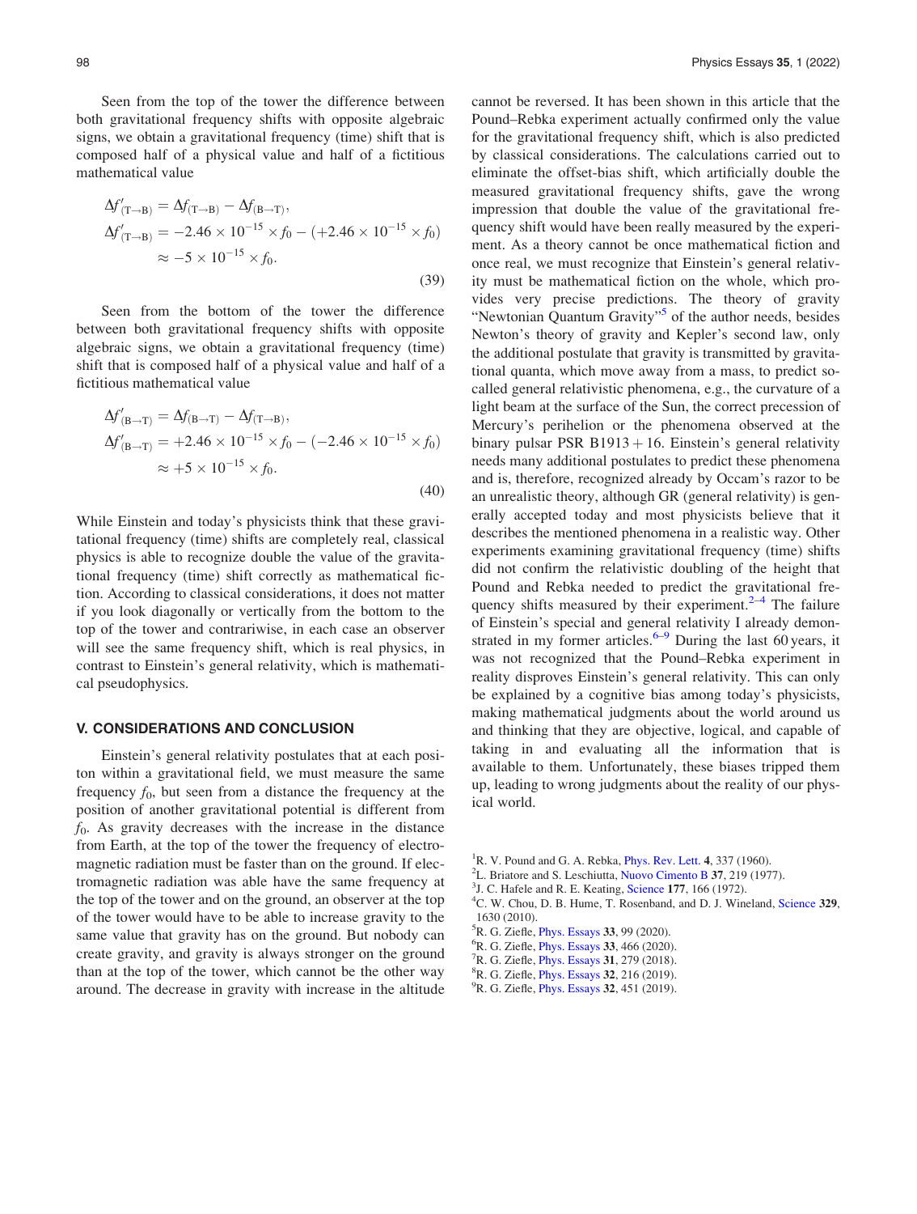Seen from the top of the tower the difference between both gravitational frequency shifts with opposite algebraic signs, we obtain a gravitational frequency (time) shift that is composed half of a physical value and half of a fictitious mathematical value

$$
\begin{aligned}
\Delta f'_{(\mathrm{T}\rightarrow\mathrm{B})} &= \Delta f_{(\mathrm{T}\rightarrow\mathrm{B})} - \Delta f_{(\mathrm{B}\rightarrow\mathrm{T})},\\
\Delta f'_{(\mathrm{T}\rightarrow\mathrm{B})} &= -2.46\times10^{-15}\times f_0 - (+2.46\times10^{-15}\times f_0)\\
&\approx -5\times10^{-15}\times f_0.
\end{aligned}
\tag{39}
$$

Seen from the bottom of the tower the difference between both gravitational frequency shifts with opposite algebraic signs, we obtain a gravitational frequency (time) shift that is composed half of a physical value and half of a fictitious mathematical value

$$
\begin{aligned}
\Delta f'_{(\mathrm{B}\rightarrow\mathrm{T})} &= \Delta f_{(\mathrm{B}\rightarrow\mathrm{T})} - \Delta f_{(\mathrm{T}\rightarrow\mathrm{B})},\\
\Delta f'_{(\mathrm{B}\rightarrow\mathrm{T})} &= +2.46\times10^{-15}\times f_0 - (-2.46\times10^{-15}\times f_0)\\
&\approx +5\times10^{-15}\times f_0.
\end{aligned}
\tag{40}
$$

While Einstein and today's physicists think that these gravitational frequency (time) shifts are completely real, classical physics is able to recognize double the value of the gravitational frequency (time) shift correctly as mathematical fiction. According to classical considerations, it does not matter if you look diagonally or vertically from the bottom to the top of the tower and contrariwise, in each case an observer will see the same frequency shift, which is real physics, in contrast to Einstein's general relativity, which is mathematical pseudophysics.

## V. CONSIDERATIONS AND CONCLUSION

Einstein's general relativity postulates that at each positon within a gravitational field, we must measure the same frequency $f_0$, but seen from a distance the frequency at the position of another gravitational potential is different from $f_0$. As gravity decreases with the increase in the distance from Earth, at the top of the tower the frequency of electromagnetic radiation must be faster than on the ground. If electromagnetic radiation was able have the same frequency at the top of the tower and on the ground, an observer at the top of the tower would have to be able to increase gravity to the same value that gravity has on the ground. But nobody can create gravity, and gravity is always stronger on the ground than at the top of the tower, which cannot be the other way around. The decrease in gravity with increase in the altitude cannot be reversed. It has been shown in this article that the Pound–Rebka experiment actually confirmed only the value for the gravitational frequency shift, which is also predicted by classical considerations. The calculations carried out to eliminate the offset-bias shift, which artificially double the measured gravitational frequency shifts, gave the wrong impression that double the value of the gravitational frequency shift would have been really measured by the experiment. As a theory cannot be once mathematical fiction and once real, we must recognize that Einstein's general relativity must be mathematical fiction on the whole, which provides very precise predictions. The theory of gravity "Newtonian Quantum Gravity"[5] of the author needs, besides Newton's theory of gravity and Kepler's second law, only the additional postulate that gravity is transmitted by gravitational quanta, which move away from a mass, to predict so-called general relativistic phenomena, e.g., the curvature of a light beam at the surface of the Sun, the correct precession of Mercury's perihelion or the phenomena observed at the binary pulsar PSR B1913 + 16. Einstein's general relativity needs many additional postulates to predict these phenomena and is, therefore, recognized already by Occam's razor to be an unrealistic theory, although GR (general relativity) is generally accepted today and most physicists believe that it describes the mentioned phenomena in a realistic way. Other experiments examining gravitational frequency (time) shifts did not confirm the relativistic doubling of the height that Pound and Rebka needed to predict the gravitational frequency shifts measured by their experiment.[2–4] The failure of Einstein's special and general relativity I already demonstrated in my former articles.[6–9] During the last 60 years, it was not recognized that the Pound–Rebka experiment in reality disproves Einstein's general relativity. This can only be explained by a cognitive bias among today's physicists, making mathematical judgments about the world around us and thinking that they are objective, logical, and capable of taking in and evaluating all the information that is available to them. Unfortunately, these biases tripped them up, leading to wrong judgments about the reality of our physical world.

[1] R. V. Pound and G. A. Rebka, Phys. Rev. Lett. **4**, 337 (1960).
[2] L. Briatore and S. Leschiutta, Nuovo Cimento B **37**, 219 (1977).
[3] J. C. Hafele and R. E. Keating, Science **177**, 166 (1972).
[4] C. W. Chou, D. B. Hume, T. Rosenband, and D. J. Wineland, Science **329**, 1630 (2010).
[5] R. G. Ziefle, Phys. Essays **33**, 99 (2020).
[6] R. G. Ziefle, Phys. Essays **33**, 466 (2020).
[7] R. G. Ziefle, Phys. Essays **31**, 279 (2018).
[8] R. G. Ziefle, Phys. Essays **32**, 216 (2019).
[9] R. G. Ziefle, Phys. Essays **32**, 451 (2019).